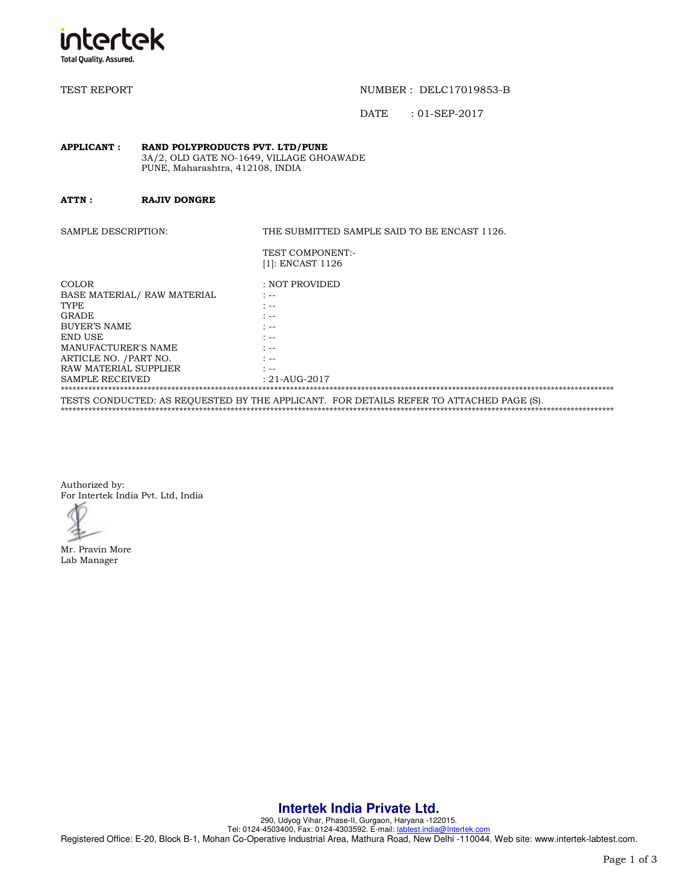intertek
Total Quality. Assured.

TEST REPORT

NUMBER : DELC17019853-B

DATE : 01-SEP-2017

**APPLICANT :** **RAND POLYPRODUCTS PVT. LTD/PUNE**
3A/2, OLD GATE NO-1649, VILLAGE GHOAWADE
PUNE, Maharashtra, 412108, INDIA

**ATTN :** **RAJIV DONGRE**

SAMPLE DESCRIPTION: THE SUBMITTED SAMPLE SAID TO BE ENCAST 1126.

TEST COMPONENT:-
[1]: ENCAST 1126

| | |
|---|---|
| COLOR | : NOT PROVIDED |
| BASE MATERIAL/ RAW MATERIAL | : -- |
| TYPE | : -- |
| GRADE | : -- |
| BUYER'S NAME | : -- |
| END USE | : -- |
| MANUFACTURER'S NAME | : -- |
| ARTICLE NO. /PART NO. | : -- |
| RAW MATERIAL SUPPLIER | : -- |
| SAMPLE RECEIVED | : 21-AUG-2017 |

TESTS CONDUCTED: AS REQUESTED BY THE APPLICANT. FOR DETAILS REFER TO ATTACHED PAGE (S).

Authorized by:
For Intertek India Pvt. Ltd, India

Mr. Pravin More
Lab Manager

**Intertek India Private Ltd.**
290, Udyog Vihar, Phase-II, Gurgaon, Haryana -122015.
Tel: 0124-4503400, Fax: 0124-4303592. E-mail: labtest.india@Intertek.com
Registered Office: E-20, Block B-1, Mohan Co-Operative Industrial Area, Mathura Road, New Delhi -110044. Web site: www.intertek-labtest.com.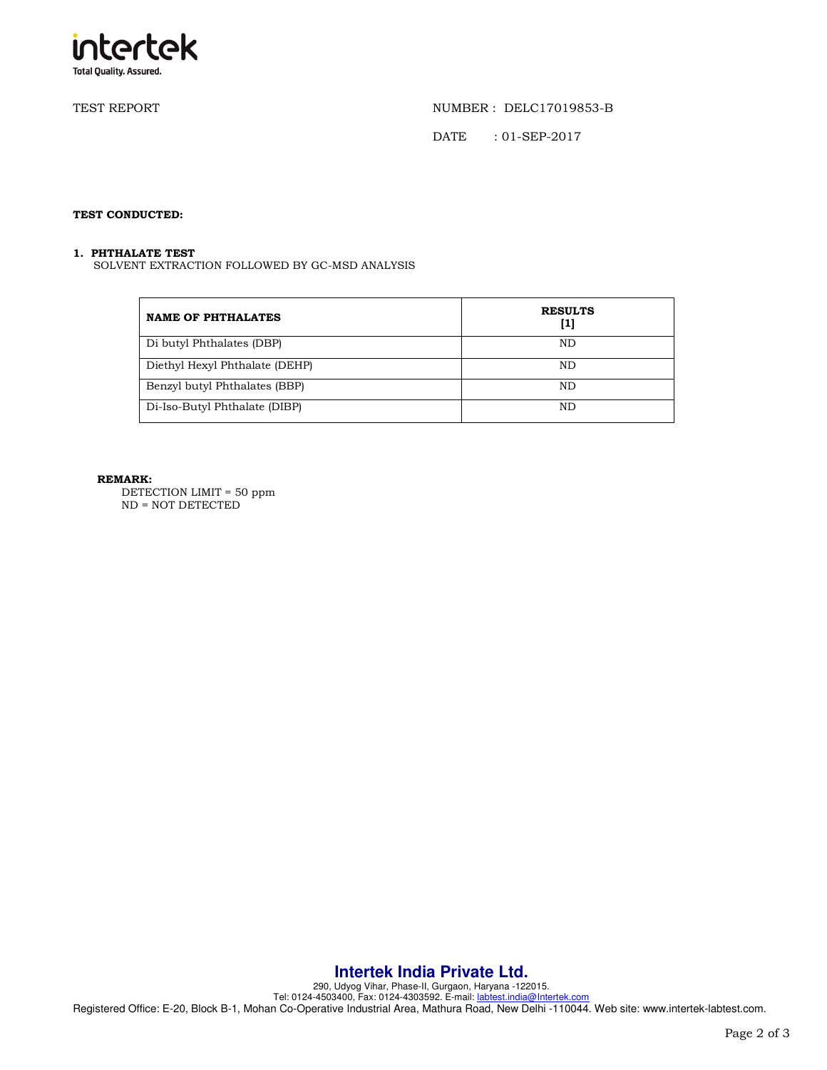TEST REPORT

NUMBER : DELC17019853-B

DATE : 01-SEP-2017

**TEST CONDUCTED:**

**1. PHTHALATE TEST**

SOLVENT EXTRACTION FOLLOWED BY GC-MSD ANALYSIS

| NAME OF PHTHALATES | RESULTS [1] |
|---|---|
| Di butyl Phthalates (DBP) | ND |
| Diethyl Hexyl Phthalate (DEHP) | ND |
| Benzyl butyl Phthalates (BBP) | ND |
| Di-Iso-Butyl Phthalate (DIBP) | ND |

**REMARK:**

DETECTION LIMIT = 50 ppm
ND = NOT DETECTED

**Intertek India Private Ltd.**

290, Udyog Vihar, Phase-II, Gurgaon, Haryana -122015.
Tel: 0124-4503400, Fax: 0124-4303592. E-mail: labtest.india@Intertek.com
Registered Office: E-20, Block B-1, Mohan Co-Operative Industrial Area, Mathura Road, New Delhi -110044. Web site: www.intertek-labtest.com.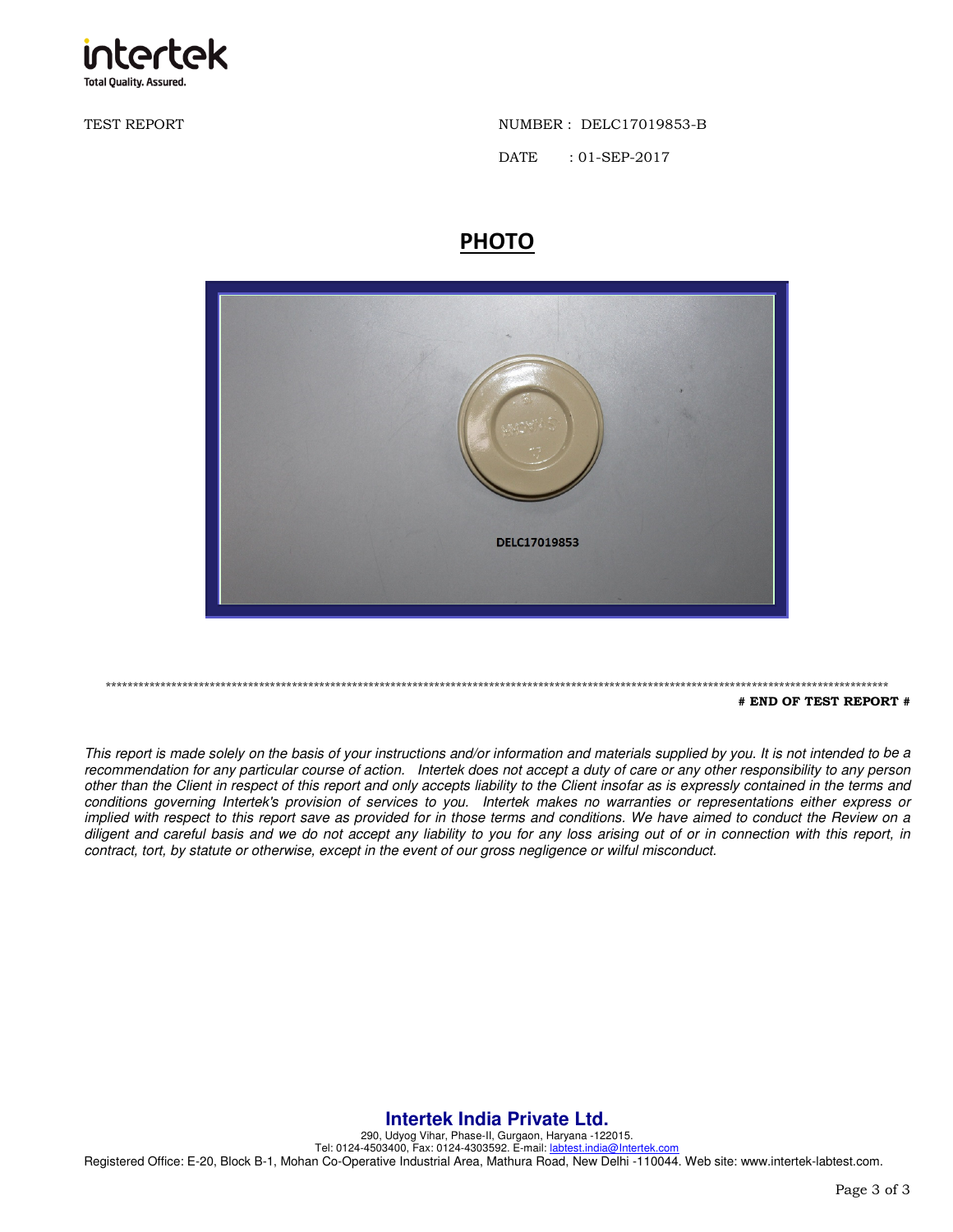TEST REPORT

NUMBER : DELC17019853-B

DATE : 01-SEP-2017

## PHOTO

DELC17019853

**********************************************************************************************************************************************

**# END OF TEST REPORT #**

*This report is made solely on the basis of your instructions and/or information and materials supplied by you. It is not intended to be a recommendation for any particular course of action. Intertek does not accept a duty of care or any other responsibility to any person other than the Client in respect of this report and only accepts liability to the Client insofar as is expressly contained in the terms and conditions governing Intertek's provision of services to you. Intertek makes no warranties or representations either express or implied with respect to this report save as provided for in those terms and conditions. We have aimed to conduct the Review on a diligent and careful basis and we do not accept any liability to you for any loss arising out of or in connection with this report, in contract, tort, by statute or otherwise, except in the event of our gross negligence or wilful misconduct.*

**Intertek India Private Ltd.**

290, Udyog Vihar, Phase-II, Gurgaon, Haryana -122015.
Tel: 0124-4503400, Fax: 0124-4303592. E-mail: labtest.india@Intertek.com
Registered Office: E-20, Block B-1, Mohan Co-Operative Industrial Area, Mathura Road, New Delhi -110044. Web site: www.intertek-labtest.com.